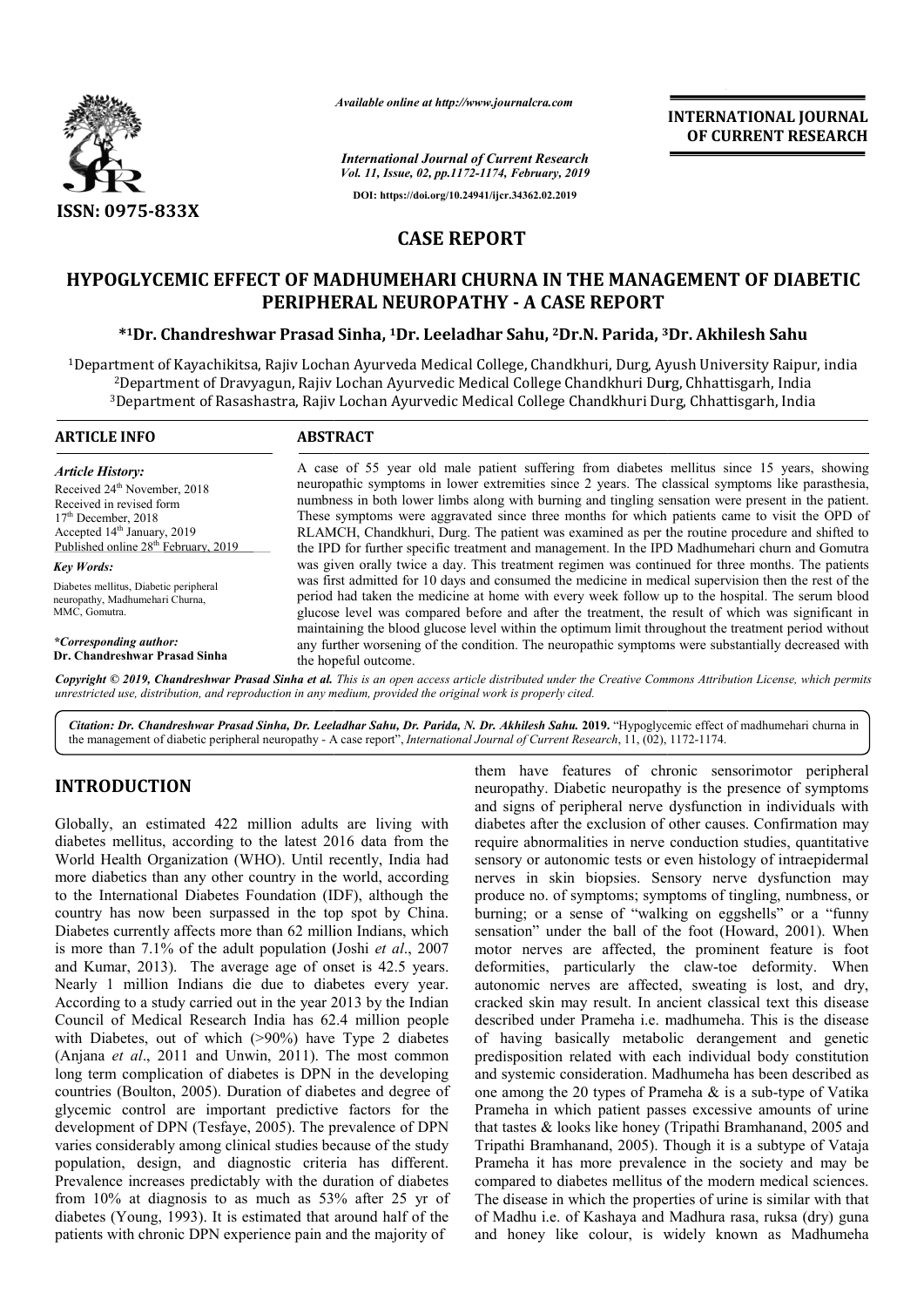ISSN: 0975-833X

*Available online at http://www.journalcra.com*

*International Journal of Current Research*
*Vol. 11, Issue, 02, pp.1172-1174, February, 2019*

**DOI: https://doi.org/10.24941/ijcr.34362.02.2019**

**INTERNATIONAL JOURNAL OF CURRENT RESEARCH**

## CASE REPORT

# HYPOGLYCEMIC EFFECT OF MADHUMEHARI CHURNA IN THE MANAGEMENT OF DIABETIC PERIPHERAL NEUROPATHY - A CASE REPORT

**\*[1]Dr. Chandreshwar Prasad Sinha, [1]Dr. Leeladhar Sahu, [2]Dr.N. Parida, [3]Dr. Akhilesh Sahu**

[1]Department of Kayachikitsa, Rajiv Lochan Ayurveda Medical College, Chandkhuri, Durg, Ayush University Raipur, india
[2]Department of Dravyagun, Rajiv Lochan Ayurvedic Medical College Chandkhuri Durg, Chhattisgarh, India
[3]Department of Rasashastra, Rajiv Lochan Ayurvedic Medical College Chandkhuri Durg, Chhattisgarh, India

**ARTICLE INFO**

***Article History:***

Received 24th November, 2018
Received in revised form
17th December, 2018
Accepted 14th January, 2019
Published online 28th February, 2019

***Key Words:***

Diabetes mellitus, Diabetic peripheral neuropathy, Madhumehari Churna, MMC, Gomutra.

***\*Corresponding author:***
**Dr. Chandreshwar Prasad Sinha**

**ABSTRACT**

A case of 55 year old male patient suffering from diabetes mellitus since 15 years, showing neuropathic symptoms in lower extremities since 2 years. The classical symptoms like parasthesia, numbness in both lower limbs along with burning and tingling sensation were present in the patient. These symptoms were aggravated since three months for which patients came to visit the OPD of RLAMCH, Chandkhuri, Durg. The patient was examined as per the routine procedure and shifted to the IPD for further specific treatment and management. In the IPD Madhumehari churn and Gomutra was given orally twice a day. This treatment regimen was continued for three months. The patients was first admitted for 10 days and consumed the medicine in medical supervision then the rest of the period had taken the medicine at home with every week follow up to the hospital. The serum blood glucose level was compared before and after the treatment, the result of which was significant in maintaining the blood glucose level within the optimum limit throughout the treatment period without any further worsening of the condition. The neuropathic symptoms were substantially decreased with the hopeful outcome.

*Copyright © 2019, Chandreshwar Prasad Sinha et al. This is an open access article distributed under the Creative Commons Attribution License, which permits unrestricted use, distribution, and reproduction in any medium, provided the original work is properly cited.*

***Citation:** Dr. Chandreshwar Prasad Sinha, Dr. Leeladhar Sahu, Dr. Parida, N. Dr. Akhilesh Sahu.* **2019.** "Hypoglycemic effect of madhumehari churna in the management of diabetic peripheral neuropathy - A case report", *International Journal of Current Research*, 11, (02), 1172-1174.

## INTRODUCTION

Globally, an estimated 422 million adults are living with diabetes mellitus, according to the latest 2016 data from the World Health Organization (WHO). Until recently, India had more diabetics than any other country in the world, according to the International Diabetes Foundation (IDF), although the country has now been surpassed in the top spot by China. Diabetes currently affects more than 62 million Indians, which is more than 7.1% of the adult population (Joshi *et al*., 2007 and Kumar, 2013). The average age of onset is 42.5 years. Nearly 1 million Indians die due to diabetes every year. According to a study carried out in the year 2013 by the Indian Council of Medical Research India has 62.4 million people with Diabetes, out of which (>90%) have Type 2 diabetes (Anjana *et al*., 2011 and Unwin, 2011). The most common long term complication of diabetes is DPN in the developing countries (Boulton, 2005). Duration of diabetes and degree of glycemic control are important predictive factors for the development of DPN (Tesfaye, 2005). The prevalence of DPN varies considerably among clinical studies because of the study population, design, and diagnostic criteria has different. Prevalence increases predictably with the duration of diabetes from 10% at diagnosis to as much as 53% after 25 yr of diabetes (Young, 1993). It is estimated that around half of the patients with chronic DPN experience pain and the majority of them have features of chronic sensorimotor peripheral neuropathy. Diabetic neuropathy is the presence of symptoms and signs of peripheral nerve dysfunction in individuals with diabetes after the exclusion of other causes. Confirmation may require abnormalities in nerve conduction studies, quantitative sensory or autonomic tests or even histology of intraepidermal nerves in skin biopsies. Sensory nerve dysfunction may produce no. of symptoms; symptoms of tingling, numbness, or burning; or a sense of "walking on eggshells" or a "funny sensation" under the ball of the foot (Howard, 2001). When motor nerves are affected, the prominent feature is foot deformities, particularly the claw-toe deformity. When autonomic nerves are affected, sweating is lost, and dry, cracked skin may result. In ancient classical text this disease described under Prameha i.e. madhumeha. This is the disease of having basically metabolic derangement and genetic predisposition related with each individual body constitution and systemic consideration. Madhumeha has been described as one among the 20 types of Prameha & is a sub-type of Vatika Prameha in which patient passes excessive amounts of urine that tastes & looks like honey (Tripathi Bramhanand, 2005 and Tripathi Bramhanand, 2005). Though it is a subtype of Vataja Prameha it has more prevalence in the society and may be compared to diabetes mellitus of the modern medical sciences. The disease in which the properties of urine is similar with that of Madhu i.e. of Kashaya and Madhura rasa, ruksa (dry) guna and honey like colour, is widely known as Madhumeha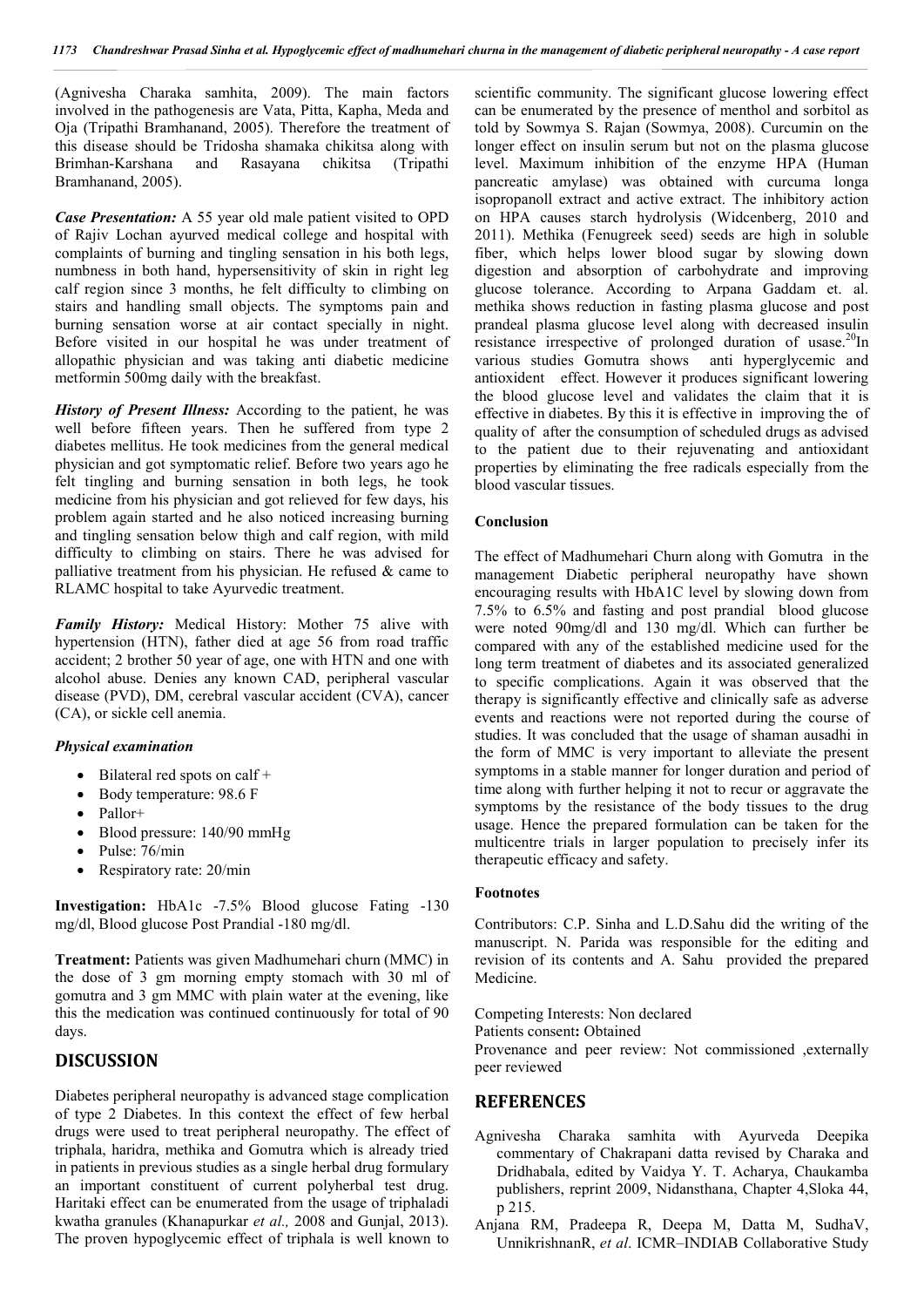(Agnivesha Charaka samhita, 2009). The main factors involved in the pathogenesis are Vata, Pitta, Kapha, Meda and Oja (Tripathi Bramhanand, 2005). Therefore the treatment of this disease should be Tridosha shamaka chikitsa along with Brimhan-Karshana and Rasayana chikitsa (Tripathi Bramhanand, 2005).

***Case Presentation:*** A 55 year old male patient visited to OPD of Rajiv Lochan ayurved medical college and hospital with complaints of burning and tingling sensation in his both legs, numbness in both hand, hypersensitivity of skin in right leg calf region since 3 months, he felt difficulty to climbing on stairs and handling small objects. The symptoms pain and burning sensation worse at air contact specially in night. Before visited in our hospital he was under treatment of allopathic physician and was taking anti diabetic medicine metformin 500mg daily with the breakfast.

***History of Present Illness:*** According to the patient, he was well before fifteen years. Then he suffered from type 2 diabetes mellitus. He took medicines from the general medical physician and got symptomatic relief. Before two years ago he felt tingling and burning sensation in both legs, he took medicine from his physician and got relieved for few days, his problem again started and he also noticed increasing burning and tingling sensation below thigh and calf region, with mild difficulty to climbing on stairs. There he was advised for palliative treatment from his physician. He refused & came to RLAMC hospital to take Ayurvedic treatment.

***Family History:*** Medical History: Mother 75 alive with hypertension (HTN), father died at age 56 from road traffic accident; 2 brother 50 year of age, one with HTN and one with alcohol abuse. Denies any known CAD, peripheral vascular disease (PVD), DM, cerebral vascular accident (CVA), cancer (CA), or sickle cell anemia.

***Physical examination***

- Bilateral red spots on calf +
- Body temperature: 98.6 F
- Pallor+
- Blood pressure: 140/90 mmHg
- Pulse: 76/min
- Respiratory rate: 20/min

**Investigation:** HbA1c -7.5% Blood glucose Fating -130 mg/dl, Blood glucose Post Prandial -180 mg/dl.

**Treatment:** Patients was given Madhumehari churn (MMC) in the dose of 3 gm morning empty stomach with 30 ml of gomutra and 3 gm MMC with plain water at the evening, like this the medication was continued continuously for total of 90 days.

## DISCUSSION

Diabetes peripheral neuropathy is advanced stage complication of type 2 Diabetes. In this context the effect of few herbal drugs were used to treat peripheral neuropathy. The effect of triphala, haridra, methika and Gomutra which is already tried in patients in previous studies as a single herbal drug formulary an important constituent of current polyherbal test drug. Haritaki effect can be enumerated from the usage of triphaladi kwatha granules (Khanapurkar *et al.,* 2008 and Gunjal, 2013). The proven hypoglycemic effect of triphala is well known to scientific community. The significant glucose lowering effect can be enumerated by the presence of menthol and sorbitol as told by Sowmya S. Rajan (Sowmya, 2008). Curcumin on the longer effect on insulin serum but not on the plasma glucose level. Maximum inhibition of the enzyme HPA (Human pancreatic amylase) was obtained with curcuma longa isopropanoll extract and active extract. The inhibitory action on HPA causes starch hydrolysis (Widcenberg, 2010 and 2011). Methika (Fenugreek seed) seeds are high in soluble fiber, which helps lower blood sugar by slowing down digestion and absorption of carbohydrate and improving glucose tolerance. According to Arpana Gaddam et. al. methika shows reduction in fasting plasma glucose and post prandeal plasma glucose level along with decreased insulin resistance irrespective of prolonged duration of usase.[20]In various studies Gomutra shows anti hyperglycemic and antioxident effect. However it produces significant lowering the blood glucose level and validates the claim that it is effective in diabetes. By this it is effective in improving the of quality of after the consumption of scheduled drugs as advised to the patient due to their rejuvenating and antioxidant properties by eliminating the free radicals especially from the blood vascular tissues.

### Conclusion

The effect of Madhumehari Churn along with Gomutra in the management Diabetic peripheral neuropathy have shown encouraging results with HbA1C level by slowing down from 7.5% to 6.5% and fasting and post prandial blood glucose were noted 90mg/dl and 130 mg/dl. Which can further be compared with any of the established medicine used for the long term treatment of diabetes and its associated generalized to specific complications. Again it was observed that the therapy is significantly effective and clinically safe as adverse events and reactions were not reported during the course of studies. It was concluded that the usage of shaman ausadhi in the form of MMC is very important to alleviate the present symptoms in a stable manner for longer duration and period of time along with further helping it not to recur or aggravate the symptoms by the resistance of the body tissues to the drug usage. Hence the prepared formulation can be taken for the multicentre trials in larger population to precisely infer its therapeutic efficacy and safety.

### Footnotes

Contributors: C.P. Sinha and L.D.Sahu did the writing of the manuscript. N. Parida was responsible for the editing and revision of its contents and A. Sahu provided the prepared Medicine.

Competing Interests: Non declared
Patients consent**:** Obtained
Provenance and peer review: Not commissioned ,externally peer reviewed

## REFERENCES

Agnivesha Charaka samhita with Ayurveda Deepika commentary of Chakrapani datta revised by Charaka and Dridhabala, edited by Vaidya Y. T. Acharya, Chaukamba publishers, reprint 2009, Nidansthana, Chapter 4,Sloka 44, p 215.

Anjana RM, Pradeepa R, Deepa M, Datta M, SudhaV, UnnikrishnanR, *et al*. ICMR–INDIAB Collaborative Study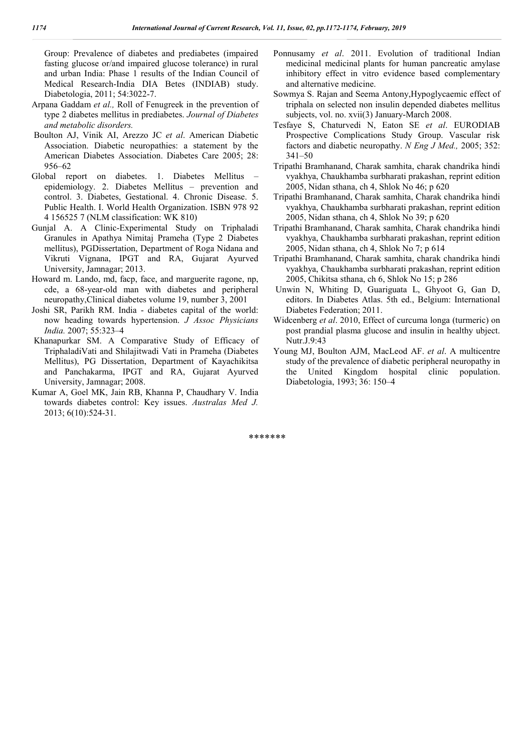Group: Prevalence of diabetes and prediabetes (impaired fasting glucose or/and impaired glucose tolerance) in rural and urban India: Phase 1 results of the Indian Council of Medical Research-India DIA Betes (INDIAB) study. Diabetologia, 2011; 54:3022-7.

Arpana Gaddam *et al.,* Roll of Fenugreek in the prevention of type 2 diabetes mellitus in prediabetes. *Journal of Diabetes and metabolic disorders.*

Boulton AJ, Vinik AI, Arezzo JC *et al*. American Diabetic Association. Diabetic neuropathies: a statement by the American Diabetes Association. Diabetes Care 2005; 28: 956–62

Global report on diabetes. 1. Diabetes Mellitus – epidemiology. 2. Diabetes Mellitus – prevention and control. 3. Diabetes, Gestational. 4. Chronic Disease. 5. Public Health. I. World Health Organization. ISBN 978 92 4 156525 7 (NLM classification: WK 810)

Gunjal A. A Clinic-Experimental Study on Triphaladi Granules in Apathya Nimitaj Prameha (Type 2 Diabetes mellitus), PGDissertation, Department of Roga Nidana and Vikruti Vignana, IPGT and RA, Gujarat Ayurved University, Jamnagar; 2013.

Howard m. Lando, md, facp, face, and marguerite ragone, np, cde, a 68-year-old man with diabetes and peripheral neuropathy,Clinical diabetes volume 19, number 3, 2001

Joshi SR, Parikh RM. India - diabetes capital of the world: now heading towards hypertension. *J Assoc Physicians India.* 2007; 55:323–4

Khanapurkar SM. A Comparative Study of Efficacy of TriphaladiVati and Shilajitwadi Vati in Prameha (Diabetes Mellitus), PG Dissertation, Department of Kayachikitsa and Panchakarma, IPGT and RA, Gujarat Ayurved University, Jamnagar; 2008.

Kumar A, Goel MK, Jain RB, Khanna P, Chaudhary V. India towards diabetes control: Key issues. *Australas Med J.* 2013; 6(10):524-31.

Ponnusamy *et al*. 2011. Evolution of traditional Indian medicinal medicinal plants for human pancreatic amylase inhibitory effect in vitro evidence based complementary and alternative medicine.

Sowmya S. Rajan and Seema Antony,Hypoglycaemic effect of triphala on selected non insulin depended diabetes mellitus subjects, vol. no. xvii(3) January-March 2008.

Tesfaye S, Chaturvedi N, Eaton SE *et al*. EURODIAB Prospective Complications Study Group. Vascular risk factors and diabetic neuropathy. *N Eng J Med.,* 2005; 352: 341–50

Tripathi Bramhanand, Charak samhita, charak chandrika hindi vyakhya, Chaukhamba surbharati prakashan, reprint edition 2005, Nidan sthana, ch 4, Shlok No 46; p 620

Tripathi Bramhanand, Charak samhita, Charak chandrika hindi vyakhya, Chaukhamba surbharati prakashan, reprint edition 2005, Nidan sthana, ch 4, Shlok No 39; p 620

Tripathi Bramhanand, Charak samhita, Charak chandrika hindi vyakhya, Chaukhamba surbharati prakashan, reprint edition 2005, Nidan sthana, ch 4, Shlok No 7; p 614

Tripathi Bramhanand, Charak samhita, charak chandrika hindi vyakhya, Chaukhamba surbharati prakashan, reprint edition 2005, Chikitsa sthana, ch 6, Shlok No 15; p 286

Unwin N, Whiting D, Guariguata L, Ghyoot G, Gan D, editors. In Diabetes Atlas. 5th ed., Belgium: International Diabetes Federation; 2011.

Widcenberg *et al*. 2010, Effect of curcuma longa (turmeric) on post prandial plasma glucose and insulin in healthy ubject. Nutr.J.9:43

Young MJ, Boulton AJM, MacLeod AF. *et al*. A multicentre study of the prevalence of diabetic peripheral neuropathy in the United Kingdom hospital clinic population. Diabetologia, 1993; 36: 150–4

\*\*\*\*\*\*\*